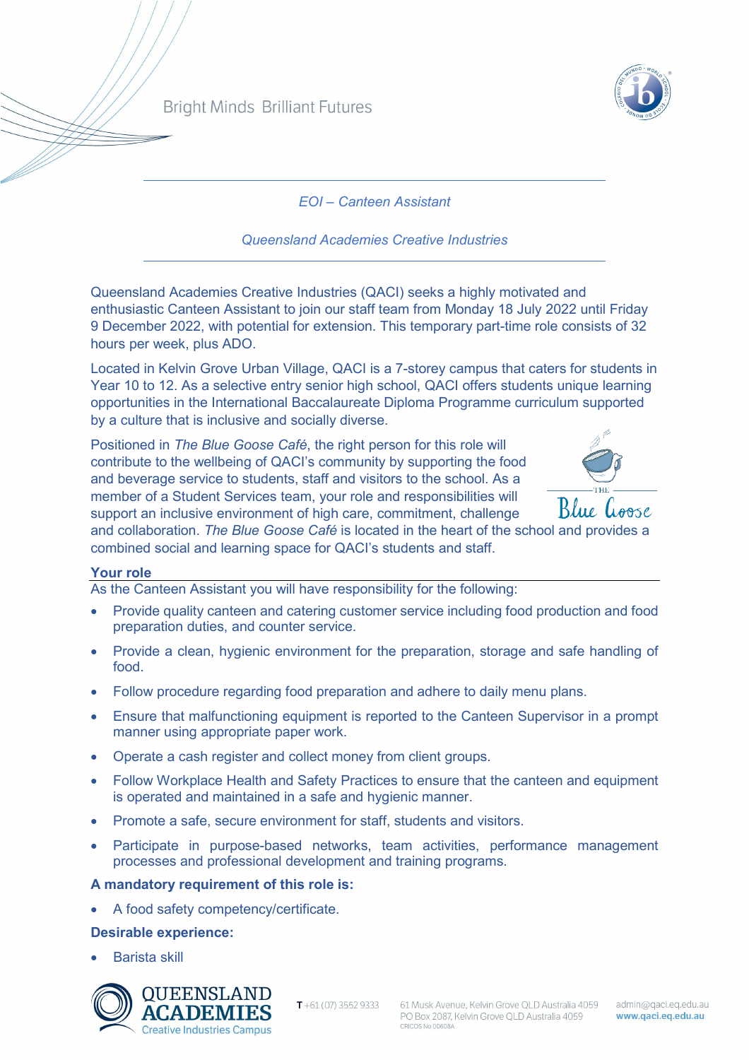Bright Minds Brilliant Futures

*EOI – Canteen Assistant*

*Queensland Academies Creative Industries*

Queensland Academies Creative Industries (QACI) seeks a highly motivated and enthusiastic Canteen Assistant to join our staff team from Monday 18 July 2022 until Friday 9 December 2022, with potential for extension. This temporary part-time role consists of 32 hours per week, plus ADO.

Located in Kelvin Grove Urban Village, QACI is a 7-storey campus that caters for students in Year 10 to 12. As a selective entry senior high school, QACI offers students unique learning opportunities in the International Baccalaureate Diploma Programme curriculum supported by a culture that is inclusive and socially diverse.

Positioned in *The Blue Goose Café*, the right person for this role will contribute to the wellbeing of QACI's community by supporting the food and beverage service to students, staff and visitors to the school. As a member of a Student Services team, your role and responsibilities will support an inclusive environment of high care, commitment, challenge and collaboration. *The Blue Goose Café* is located in the heart of the school and provides a combined social and learning space for QACI's students and staff.

## Your role

As the Canteen Assistant you will have responsibility for the following:

- Provide quality canteen and catering customer service including food production and food preparation duties, and counter service.
- Provide a clean, hygienic environment for the preparation, storage and safe handling of food.
- Follow procedure regarding food preparation and adhere to daily menu plans.
- Ensure that malfunctioning equipment is reported to the Canteen Supervisor in a prompt manner using appropriate paper work.
- Operate a cash register and collect money from client groups.
- Follow Workplace Health and Safety Practices to ensure that the canteen and equipment is operated and maintained in a safe and hygienic manner.
- Promote a safe, secure environment for staff, students and visitors.
- Participate in purpose-based networks, team activities, performance management processes and professional development and training programs.

**A mandatory requirement of this role is:**

- A food safety competency/certificate.

**Desirable experience:**

- Barista skill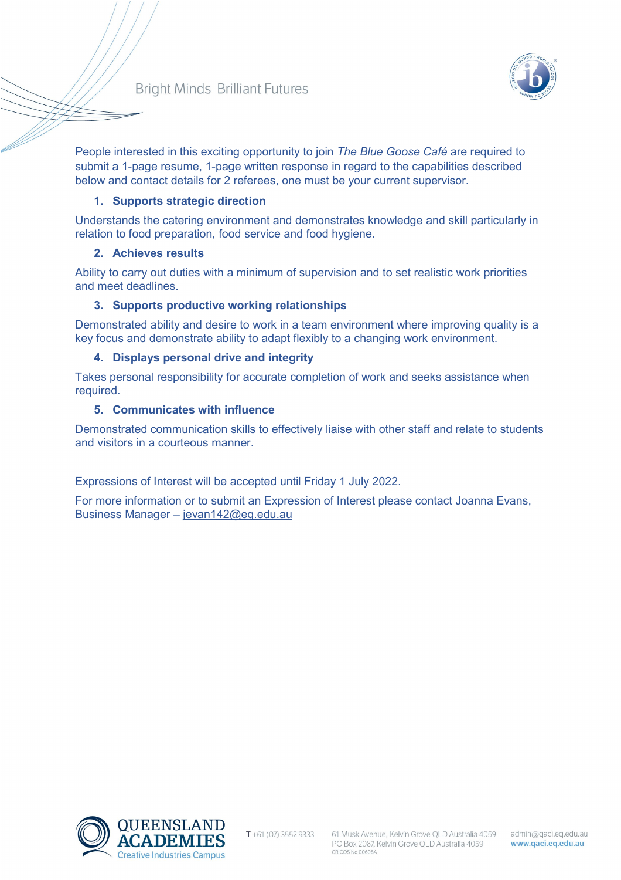People interested in this exciting opportunity to join *The Blue Goose Café* are required to submit a 1-page resume, 1-page written response in regard to the capabilities described below and contact details for 2 referees, one must be your current supervisor.

1. **Supports strategic direction**

Understands the catering environment and demonstrates knowledge and skill particularly in relation to food preparation, food service and food hygiene.

2. **Achieves results**

Ability to carry out duties with a minimum of supervision and to set realistic work priorities and meet deadlines.

3. **Supports productive working relationships**

Demonstrated ability and desire to work in a team environment where improving quality is a key focus and demonstrate ability to adapt flexibly to a changing work environment.

4. **Displays personal drive and integrity**

Takes personal responsibility for accurate completion of work and seeks assistance when required.

5. **Communicates with influence**

Demonstrated communication skills to effectively liaise with other staff and relate to students and visitors in a courteous manner.

Expressions of Interest will be accepted until Friday 1 July 2022.

For more information or to submit an Expression of Interest please contact Joanna Evans, Business Manager – jevan142@eq.edu.au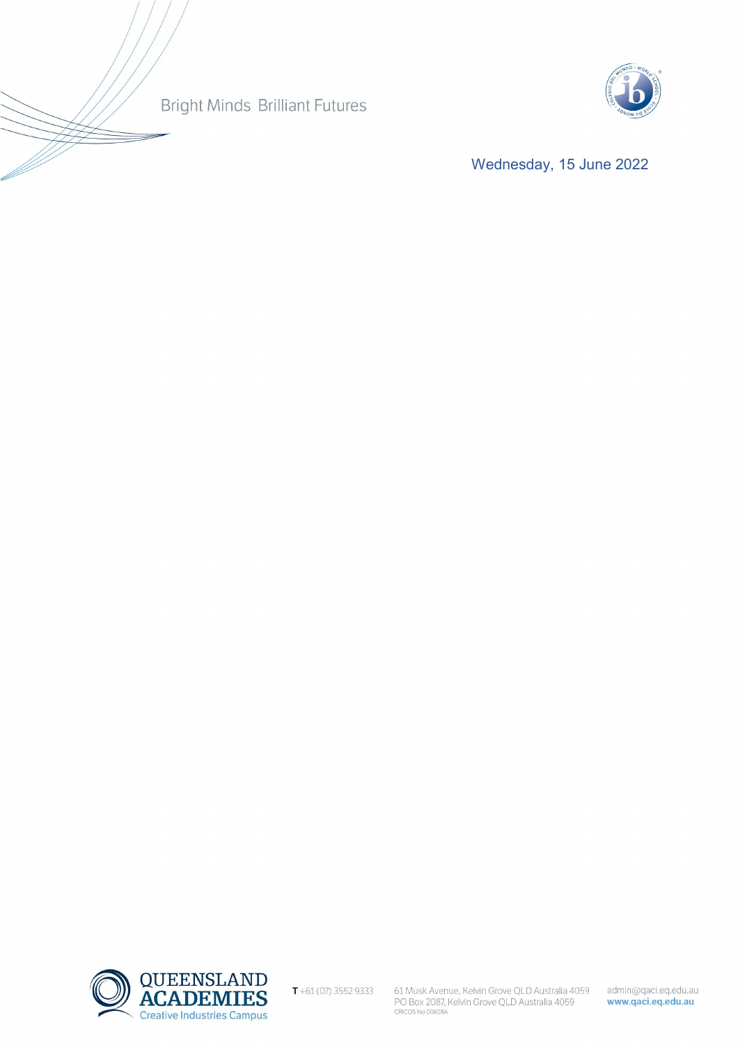Wednesday, 15 June 2022